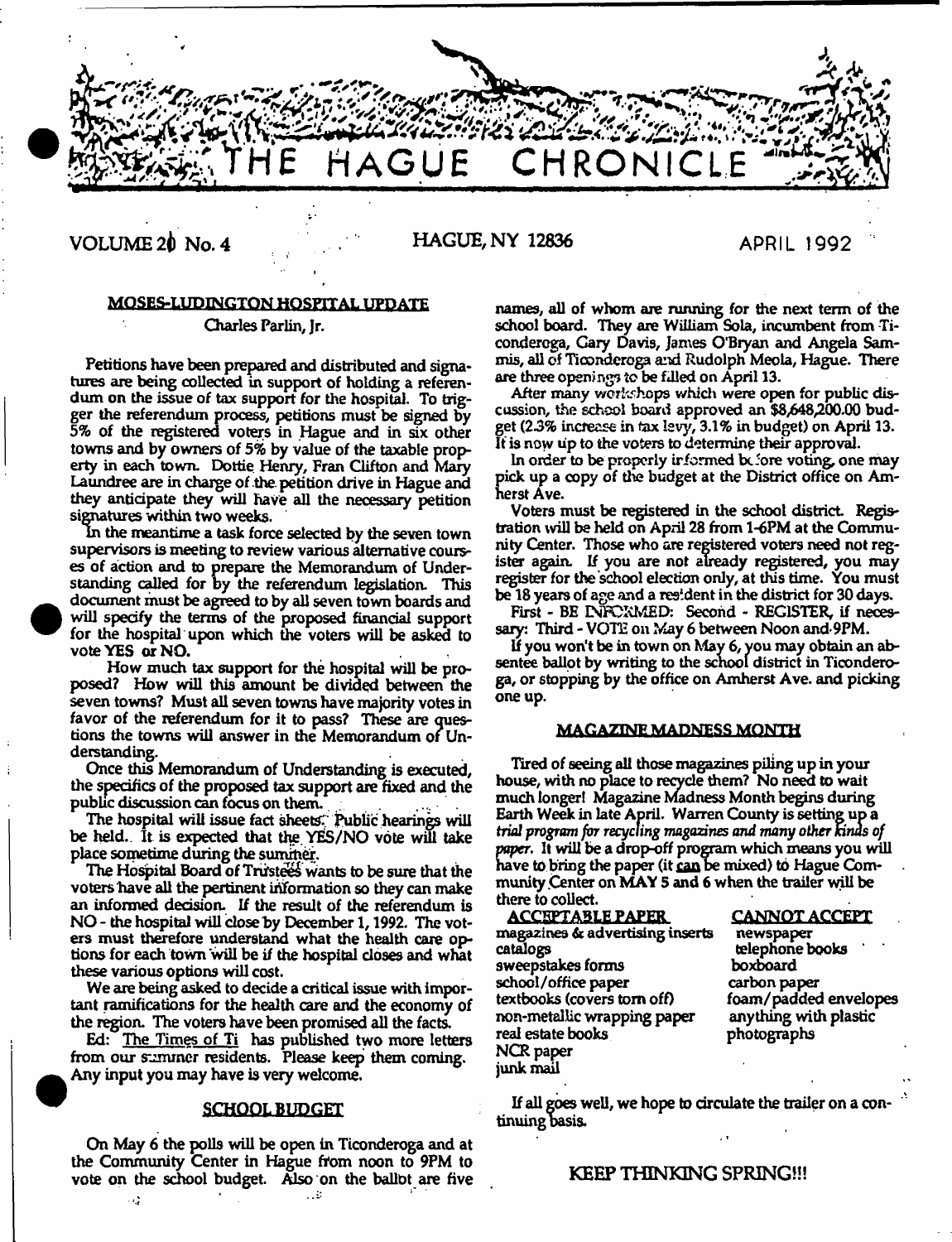# THE HAGUE CHRONICLE

VOLUME 20 No. 4 HAGUE, NY 12836 APRIL 1992

## MOSES-LUDINGTON HOSPITAL UPDATE

Charles Parlin, Jr.

Petitions have been prepared and distributed and signatures are being collected in support of holding a referendum on the issue of tax support for the hospital. To trigger the referendum process, petitions must be signed by 5% of the registered voters in Hague and in six other towns and by owners of 5% by value of the taxable property in each town. Dottie Henry, Fran Clifton and Mary Laundree are in charge of the petition drive in Hague and they anticipate they will have all the necessary petition signatures within two weeks.

In the meantime a task force selected by the seven town supervisors is meeting to review various alternative courses of action and to prepare the Memorandum of Understanding called for by the referendum legislation. This document must be agreed to by all seven town boards and will specify the terms of the proposed financial support for the hospital upon which the voters will be asked to vote YES or NO.

How much tax support for the hospital will be proposed? How will this amount be divided between the seven towns? Must all seven towns have majority votes in favor of the referendum for it to pass? These are questions the towns will answer in the Memorandum of Understanding.

Once this Memorandum of Understanding is executed, the specifics of the proposed tax support are fixed and the public discussion can focus on them.

The hospital will issue fact sheets. Public hearings will be held. It is expected that the YES/NO vote will take place sometime during the summer.

The Hospital Board of Trustees wants to be sure that the voters have all the pertinent information so they can make an informed decision. If the result of the referendum is NO - the hospital will close by December 1, 1992. The voters must therefore understand what the health care options for each town will be if the hospital closes and what these various options will cost.

We are being asked to decide a critical issue with important ramifications for the health care and the economy of the region. The voters have been promised all the facts.

Ed: The Times of Ti has published two more letters from our summer residents. Please keep them coming. Any input you may have is very welcome.

## SCHOOL BUDGET

On May 6 the polls will be open in Ticonderoga and at the Community Center in Hague from noon to 9PM to vote on the school budget. Also on the ballot are five names, all of whom are running for the next term of the school board. They are William Sola, incumbent from Ticonderoga, Gary Davis, James O'Bryan and Angela Sammis, all of Ticonderoga and Rudolph Meola, Hague. There are three openings to be filled on April 13.

After many workshops which were open for public discussion, the school board approved an $8,648,200.00 budget (2.3% increase in tax levy, 3.1% in budget) on April 13. It is now up to the voters to determine their approval.

In order to be properly informed before voting, one may pick up a copy of the budget at the District office on Amherst Ave.

Voters must be registered in the school district. Registration will be held on April 28 from 1-6PM at the Community Center. Those who are registered voters need not register again. If you are not already registered, you may register for the school election only, at this time. You must be 18 years of age and a resident in the district for 30 days.

First - BE INFORMED: Second - REGISTER, if necessary: Third - VOTE on May 6 between Noon and 9PM.

If you won't be in town on May 6, you may obtain an absentee ballot by writing to the school district in Ticonderoga, or stopping by the office on Amherst Ave. and picking one up.

## MAGAZINE MADNESS MONTH

Tired of seeing all those magazines piling up in your house, with no place to recycle them? No need to wait much longer! Magazine Madness Month begins during Earth Week in late April. Warren County is setting up a *trial program for recycling magazines and many other kinds of paper*. It will be a drop-off program which means you will have to bring the paper (it can be mixed) to Hague Community Center on MAY 5 and 6 when the trailer will be there to collect.

| ACCEPTABLE PAPER | CANNOT ACCEPT |
|---|---|
| magazines & advertising inserts | newspaper |
| catalogs | telephone books |
| sweepstakes forms | boxboard |
| school/office paper | carbon paper |
| textbooks (covers torn off) | foam/padded envelopes |
| non-metallic wrapping paper | anything with plastic |
| real estate books | photographs |
| NCR paper | |
| junk mail | |

If all goes well, we hope to circulate the trailer on a continuing basis.

**KEEP THINKING SPRING!!!**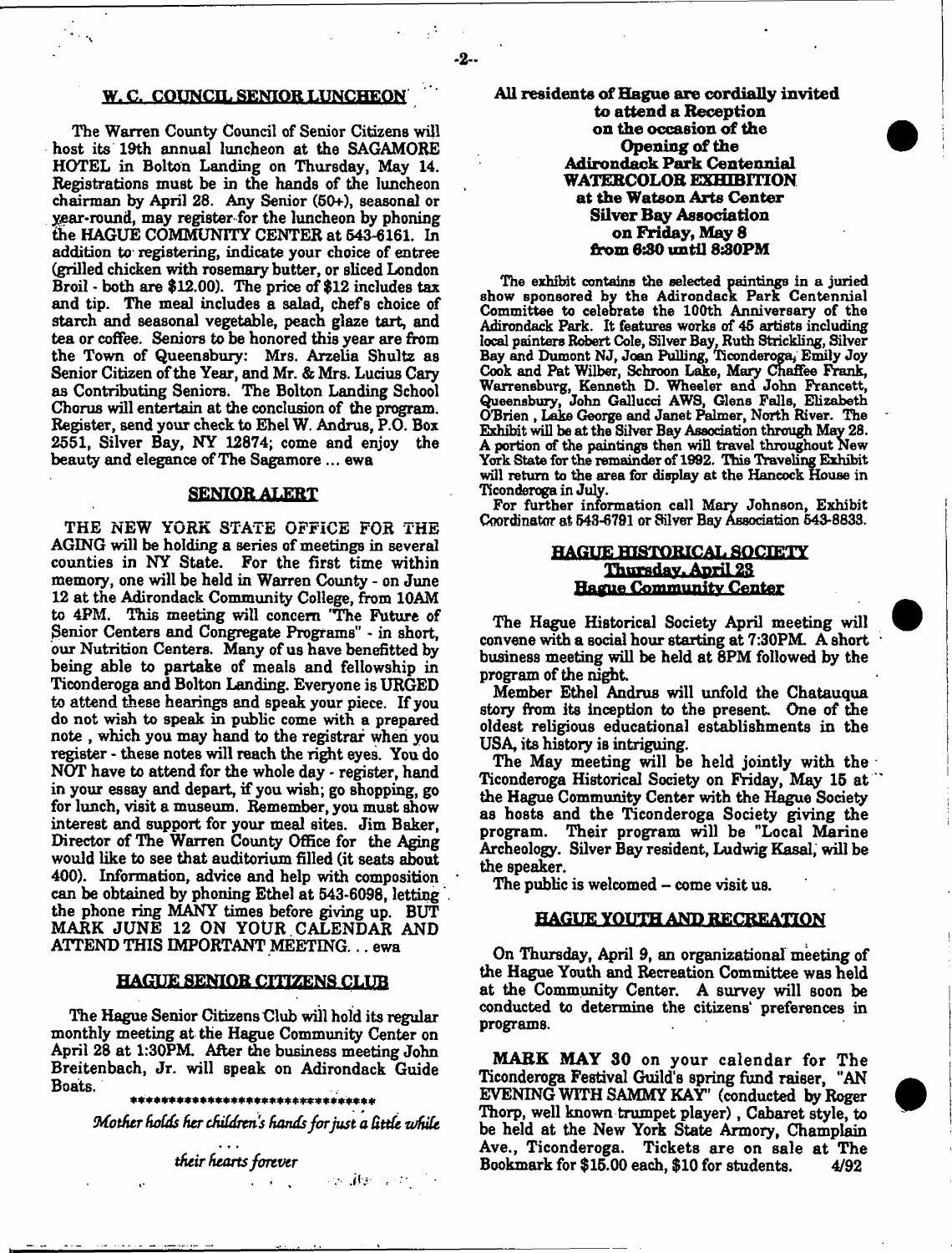## W. C. COUNCIL SENIOR LUNCHEON

The Warren County Council of Senior Citizens will host its 19th annual luncheon at the SAGAMORE HOTEL in Bolton Landing on Thursday, May 14. Registrations must be in the hands of the luncheon chairman by April 28. Any Senior (50+), seasonal or year-round, may register for the luncheon by phoning the HAGUE COMMUNITY CENTER at 543-6161. In addition to registering, indicate your choice of entree (grilled chicken with rosemary butter, or sliced London Broil - both are $12.00). The price of $12 includes tax and tip. The meal includes a salad, chefs choice of starch and seasonal vegetable, peach glaze tart, and tea or coffee. Seniors to be honored this year are from the Town of Queensbury: Mrs. Arzelia Shultz as Senior Citizen of the Year, and Mr. & Mrs. Lucius Cary as Contributing Seniors. The Bolton Landing School Chorus will entertain at the conclusion of the program. Register, send your check to Ehel W. Andrus, P.O. Box 2551, Silver Bay, NY 12874; come and enjoy the beauty and elegance of The Sagamore ... ewa

## SENIOR ALERT

THE NEW YORK STATE OFFICE FOR THE AGING will be holding a series of meetings in several counties in NY State. For the first time within memory, one will be held in Warren County - on June 12 at the Adirondack Community College, from 10AM to 4PM. This meeting will concern "The Future of Senior Centers and Congregate Programs" - in short, our Nutrition Centers. Many of us have benefitted by being able to partake of meals and fellowship in Ticonderoga and Bolton Landing. Everyone is URGED to attend these hearings and speak your piece. If you do not wish to speak in public come with a prepared note , which you may hand to the registrar when you register - these notes will reach the right eyes. You do NOT have to attend for the whole day - register, hand in your essay and depart, if you wish; go shopping, go for lunch, visit a museum. Remember, you must show interest and support for your meal sites. Jim Baker, Director of The Warren County Office for the Aging would like to see that auditorium filled (it seats about 400). Information, advice and help with composition can be obtained by phoning Ethel at 543-6098, letting the phone ring MANY times before giving up. BUT MARK JUNE 12 ON YOUR CALENDAR AND ATTEND THIS IMPORTANT MEETING. . . ewa

## HAGUE SENIOR CITIZENS CLUB

The Hague Senior Citizens Club will hold its regular monthly meeting at the Hague Community Center on April 28 at 1:30PM. After the business meeting John Breitenbach, Jr. will speak on Adirondack Guide Boats.

*******************************

*Mother holds her children's hands for just a little while ... their hearts forever*

**All residents of Hague are cordially invited to attend a Reception on the occasion of the Opening of the Adirondack Park Centennial WATERCOLOR EXHIBITION at the Watson Arts Center Silver Bay Association on Friday, May 8 from 6:30 until 8:30PM**

The exhibit contains the selected paintings in a juried show sponsored by the Adirondack Park Centennial Committee to celebrate the 100th Anniversary of the Adirondack Park. It features works of 45 artists including local painters Robert Cole, Silver Bay, Ruth Strickling, Silver Bay and Dumont NJ, Joan Pulling, Ticonderoga, Emily Joy Cook and Pat Wilber, Schroon Lake, Mary Chaffee Frank, Warrensburg, Kenneth D. Wheeler and John Francett, Queensbury, John Gallucci AWS, Glens Falls, Elizabeth O'Brien , Lake George and Janet Palmer, North River. The Exhibit will be at the Silver Bay Association through May 28. A portion of the paintings then will travel throughout New York State for the remainder of 1992. This Traveling Exhibit will return to the area for display at the Hancock House in Ticonderoga in July.

For further information call Mary Johnson, Exhibit Coordinator at 543-6791 or Silver Bay Association 543-8833.

## HAGUE HISTORICAL SOCIETY
### Thursday, April 23
### Hague Community Center

The Hague Historical Society April meeting will convene with a social hour starting at 7:30PM. A short business meeting will be held at 8PM followed by the program of the night.

Member Ethel Andrus will unfold the Chatauqua story from its inception to the present. One of the oldest religious educational establishments in the USA, its history is intriguing.

The May meeting will be held jointly with the Ticonderoga Historical Society on Friday, May 15 at the Hague Community Center with the Hague Society as hosts and the Ticonderoga Society giving the program. Their program will be "Local Marine Archeology. Silver Bay resident, Ludwig Kasal, will be the speaker.

The public is welcomed – come visit us.

## HAGUE YOUTH AND RECREATION

On Thursday, April 9, an organizational meeting of the Hague Youth and Recreation Committee was held at the Community Center. A survey will soon be conducted to determine the citizens' preferences in programs.

**MARK MAY 30** on your calendar for The Ticonderoga Festival Guild's spring fund raiser, "AN EVENING WITH SAMMY KAY" (conducted by Roger Thorp, well known trumpet player) , Cabaret style, to be held at the New York State Armory, Champlain Ave., Ticonderoga. Tickets are on sale at The Bookmark for $15.00 each, $10 for students. 4/92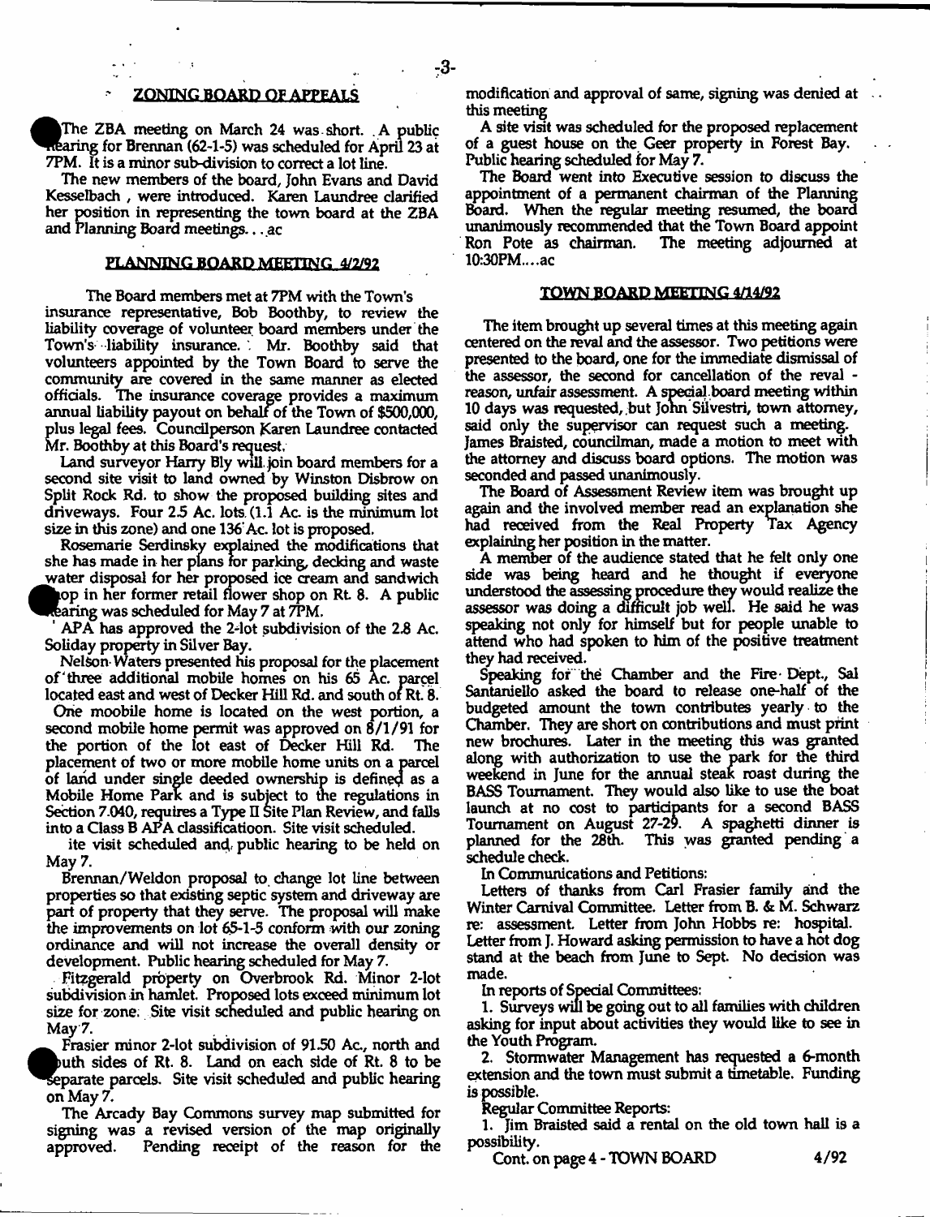## ZONING BOARD OF APPEALS

The ZBA meeting on March 24 was short. A public hearing for Brennan (62-1-5) was scheduled for April 23 at 7PM. It is a minor sub-division to correct a lot line.

The new members of the board, John Evans and David Kesselbach, were introduced. Karen Laundree clarified her position in representing the town board at the ZBA and Planning Board meetings. . . ac

## PLANNING BOARD MEETING 4/2/92

The Board members met at 7PM with the Town's insurance representative, Bob Boothby, to review the liability coverage of volunteer board members under the Town's liability insurance. Mr. Boothby said that volunteers appointed by the Town Board to serve the community are covered in the same manner as elected officials. The insurance coverage provides a maximum annual liability payout on behalf of the Town of $500,000, plus legal fees. Councilperson Karen Laundree contacted Mr. Boothby at this Board's request.

Land surveyor Harry Bly will join board members for a second site visit to land owned by Winston Disbrow on Split Rock Rd. to show the proposed building sites and driveways. Four 2.5 Ac. lots (1.1 Ac. is the minimum lot size in this zone) and one 136 Ac. lot is proposed.

Rosemarie Serdinsky explained the modifications that she has made in her plans for parking, decking and waste water disposal for her proposed ice cream and sandwich shop in her former retail flower shop on Rt. 8. A public hearing was scheduled for May 7 at 7PM.

APA has approved the 2-lot subdivision of the 2.8 Ac. Soliday property in Silver Bay.

Nelson Waters presented his proposal for the placement of three additional mobile homes on his 65 Ac. parcel located east and west of Decker Hill Rd. and south of Rt. 8.

One moobile home is located on the west portion, a second mobile home permit was approved on 8/1/91 for the portion of the lot east of Decker Hill Rd. The placement of two or more mobile home units on a parcel of land under single deeded ownership is defined as a Mobile Home Park and is subject to the regulations in Section 7.040, requires a Type II Site Plan Review, and falls into a Class B APA classificatioon. Site visit scheduled.

Site visit scheduled and public hearing to be held on May 7.

Brennan/Weldon proposal to change lot line between properties so that existing septic system and driveway are part of property that they serve. The proposal will make the improvements on lot 65-1-5 conform with our zoning ordinance and will not increase the overall density or development. Public hearing scheduled for May 7.

Fitzgerald property on Overbrook Rd. Minor 2-lot subdivision in hamlet. Proposed lots exceed minimum lot size for zone. Site visit scheduled and public hearing on May 7.

Frasier minor 2-lot subdivision of 91.50 Ac., north and south sides of Rt. 8. Land on each side of Rt. 8 to be separate parcels. Site visit scheduled and public hearing on May 7.

The Arcady Bay Commons survey map submitted for signing was a revised version of the map originally approved. Pending receipt of the reason for the modification and approval of same, signing was denied at this meeting

A site visit was scheduled for the proposed replacement of a guest house on the Geer property in Forest Bay. Public hearing scheduled for May 7.

The Board went into Executive session to discuss the appointment of a permanent chairman of the Planning Board. When the regular meeting resumed, the board unanimously recommended that the Town Board appoint Ron Pote as chairman. The meeting adjourned at 10:30PM....ac

## TOWN BOARD MEETING 4/14/92

The item brought up several times at this meeting again centered on the reval and the assessor. Two petitions were presented to the board, one for the immediate dismissal of the assessor, the second for cancellation of the reval - reason, unfair assessment. A special board meeting within 10 days was requested, but John Silvestri, town attorney, said only the supervisor can request such a meeting. James Braisted, councilman, made a motion to meet with the attorney and discuss board options. The motion was seconded and passed unanimously.

The Board of Assessment Review item was brought up again and the involved member read an explanation she had received from the Real Property Tax Agency explaining her position in the matter.

A member of the audience stated that he felt only one side was being heard and he thought if everyone understood the assessing procedure they would realize the assessor was doing a difficult job well. He said he was speaking not only for himself but for people unable to attend who had spoken to him of the positive treatment they had received.

Speaking for the Chamber and the Fire Dept., Sal Santaniello asked the board to release one-half of the budgeted amount the town contributes yearly to the Chamber. They are short on contributions and must print new brochures. Later in the meeting this was granted along with authorization to use the park for the third weekend in June for the annual steak roast during the BASS Tournament. They would also like to use the boat launch at no cost to participants for a second BASS Tournament on August 27-29. A spaghetti dinner is planned for the 28th. This was granted pending a schedule check.

In Communications and Petitions:

Letters of thanks from Carl Frasier family and the Winter Carnival Committee. Letter from B. & M. Schwarz re: assessment. Letter from John Hobbs re: hospital. Letter from J. Howard asking permission to have a hot dog stand at the beach from June to Sept. No decision was made.

In reports of Special Committees:

1. Surveys will be going out to all families with children asking for input about activities they would like to see in the Youth Program.
2. Stormwater Management has requested a 6-month extension and the town must submit a timetable. Funding is possible.

Regular Committee Reports:

1. Jim Braisted said a rental on the old town hall is a possibility.

Cont. on page 4 - TOWN BOARD 4/92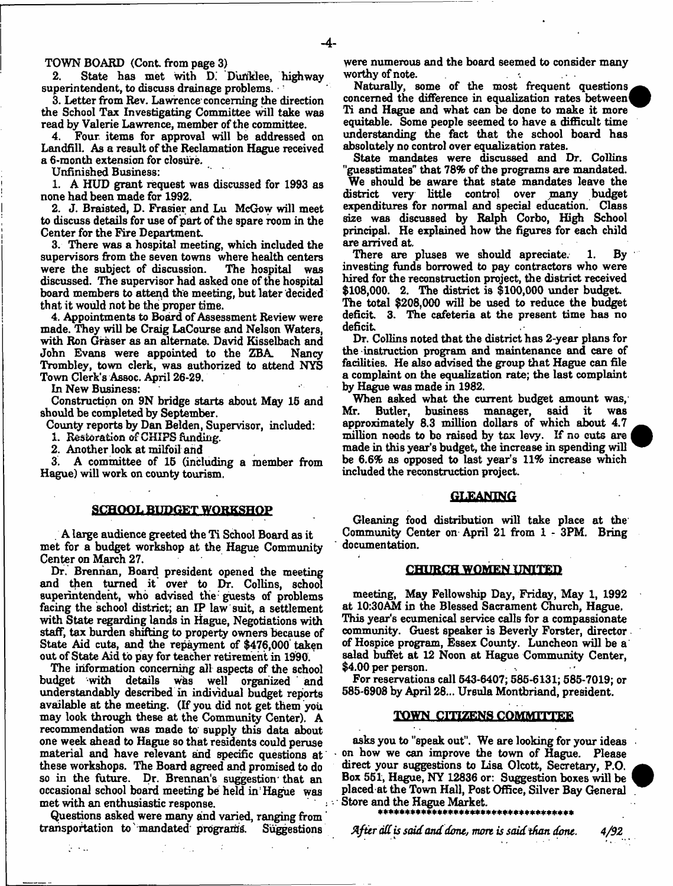TOWN BOARD (Cont. from page 3)

2. State has met with D. Dunklee, highway superintendent, to discuss drainage problems.

3. Letter from Rev. Lawrence concerning the direction the School Tax Investigating Committee will take was read by Valerie Lawrence, member of the committee.

4. Four items for approval will be addressed on Landfill. As a result of the Reclamation Hague received a 6-month extension for closure.

Unfinished Business:

1. A HUD grant request was discussed for 1993 as none had been made for 1992.

2. J. Braisted, D. Frasier and Lu McGow will meet to discuss details for use of part of the spare room in the Center for the Fire Department.

3. There was a hospital meeting, which included the supervisors from the seven towns where health centers were the subject of discussion. The hospital was discussed. The supervisor had asked one of the hospital board members to attend the meeting, but later decided that it would not be the proper time.

4. Appointments to Board of Assessment Review were made. They will be Craig LaCourse and Nelson Waters, with Ron Graser as an alternate. David Kisselbach and John Evans were appointed to the ZBA. Nancy Trombley, town clerk, was authorized to attend NYS Town Clerk's Assoc. April 26-29.

In New Business:

Construction on 9N bridge starts about May 15 and should be completed by September.

County reports by Dan Belden, Supervisor, included:

1. Restoration of CHIPS funding.
2. Another look at milfoil and
3. A committee of 15 (including a member from Hague) will work on county tourism.

## SCHOOL BUDGET WORKSHOP

A large audience greeted the Ti School Board as it met for a budget workshop at the Hague Community Center on March 27.

Dr. Brennan, Board president opened the meeting and then turned it over to Dr. Collins, school superintendent, who advised the guests of problems facing the school district; an IP law suit, a settlement with State regarding lands in Hague, Negotiations with staff, tax burden shifting to property owners because of State Aid cuts, and the repayment of $476,000 taken out of State Aid to pay for teacher retirement in 1990.

The information concerning all aspects of the school budget with details was well organized and understandably described in individual budget reports available at the meeting. (If you did not get them you may look through these at the Community Center). A recommendation was made to supply this data about one week ahead to Hague so that residents could peruse material and have relevant and specific questions at these workshops. The Board agreed and promised to do so in the future. Dr. Brennan's suggestion that an occasional school board meeting be held in Hague was met with an enthusiastic response.

Questions asked were many and varied, ranging from transportation to mandated programs. Suggestions were numerous and the board seemed to consider many worthy of note.

Naturally, some of the most frequent questions concerned the difference in equalization rates between Ti and Hague and what can be done to make it more equitable. Some people seemed to have a difficult time understanding the fact that the school board has absolutely no control over equalization rates.

State mandates were discussed and Dr. Collins "guesstimates" that 78% of the programs are mandated. We should be aware that state mandates leave the district very little control over many budget expenditures for normal and special education. Class size was discussed by Ralph Corbo, High School principal. He explained how the figures for each child are arrived at.

There are pluses we should apreciate. 1. By investing funds borrowed to pay contractors who were hired for the reconstruction project, the district received $108,000. 2. The district is $100,000 under budget. The total $208,000 will be used to reduce the budget deficit. 3. The cafeteria at the present time has no deficit.

Dr. Collins noted that the district has 2-year plans for the instruction program and maintenance and care of facilities. He also advised the group that Hague can file a complaint on the equalization rate; the last complaint by Hague was made in 1982.

When asked what the current budget amount was, Mr. Butler, business manager, said it was approximately 8.3 million dollars of which about 4.7 million needs to be raised by tax levy. If no cuts are made in this year's budget, the increase in spending will be 6.6% as opposed to last year's 11% increase which included the reconstruction project.

## GLEANING

Gleaning food distribution will take place at the Community Center on April 21 from 1 - 3PM. Bring documentation.

## CHURCH WOMEN UNITED

meeting, May Fellowship Day, Friday, May 1, 1992 at 10:30AM in the Blessed Sacrament Church, Hague. This year's ecumenical service calls for a compassionate community. Guest speaker is Beverly Forster, director of Hospice program, Essex County. Luncheon will be a salad buffet at 12 Noon at Hague Community Center, $4.00 per person.

For reservations call 543-6407; 585-6131; 585-7019; or 585-6908 by April 28... Ursula Montbriand, president.

## TOWN CITIZENS COMMITTEE

asks you to "speak out". We are looking for your ideas on how we can improve the town of Hague. Please direct your suggestions to Lisa Olcott, Secretary, P.O. Box 551, Hague, NY 12836 or: Suggestion boxes will be placed at the Town Hall, Post Office, Silver Bay General Store and the Hague Market.

************************************

*After all is said and done, more is said than done.* 4/92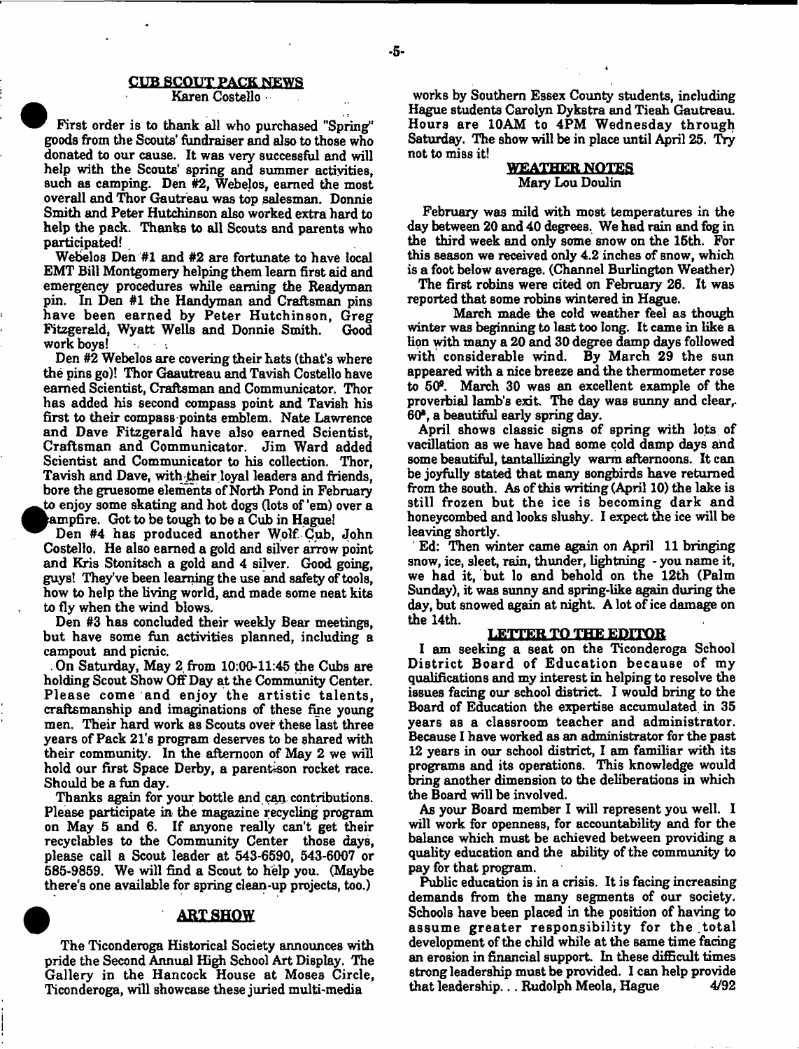## CUB SCOUT PACK NEWS

Karen Costello

First order is to thank all who purchased "Spring" goods from the Scouts' fundraiser and also to those who donated to our cause. It was very successful and will help with the Scouts' spring and summer activities, such as camping. Den #2, Webelos, earned the most overall and Thor Gautreau was top salesman. Donnie Smith and Peter Hutchinson also worked extra hard to help the pack. Thanks to all Scouts and parents who participated!

Webelos Den #1 and #2 are fortunate to have local EMT Bill Montgomery helping them learn first aid and emergency procedures while earning the Readyman pin. In Den #1 the Handyman and Craftsman pins have been earned by Peter Hutchinson, Greg Fitzgerald, Wyatt Wells and Donnie Smith. Good work boys!

Den #2 Webelos are covering their hats (that's where the pins go)! Thor Gaautreau and Tavish Costello have earned Scientist, Craftsman and Communicator. Thor has added his second compass point and Tavish his first to their compass points emblem. Nate Lawrence and Dave Fitzgerald have also earned Scientist, Craftsman and Communicator. Jim Ward added Scientist and Communicator to his collection. Thor, Tavish and Dave, with their loyal leaders and friends, bore the gruesome elements of North Pond in February to enjoy some skating and hot dogs (lots of 'em) over a campfire. Got to be tough to be a Cub in Hague!

Den #4 has produced another Wolf Cub, John Costello. He also earned a gold and silver arrow point and Kris Stonitsch a gold and 4 silver. Good going, guys! They've been learning the use and safety of tools, how to help the living world, and made some neat kits to fly when the wind blows.

Den #3 has concluded their weekly Bear meetings, but have some fun activities planned, including a campout and picnic.

On Saturday, May 2 from 10:00-11:45 the Cubs are holding Scout Show Off Day at the Community Center. Please come and enjoy the artistic talents, craftsmanship and imaginations of these fine young men. Their hard work as Scouts over these last three years of Pack 21's program deserves to be shared with their community. In the afternoon of May 2 we will hold our first Space Derby, a parent-son rocket race. Should be a fun day.

Thanks again for your bottle and can contributions. Please participate in the magazine recycling program on May 5 and 6. If anyone really can't get their recyclables to the Community Center those days, please call a Scout leader at 543-6590, 543-6007 or 585-9859. We will find a Scout to help you. (Maybe there's one available for spring clean-up projects, too.)

## ART SHOW

The Ticonderoga Historical Society announces with pride the Second Annual High School Art Display. The Gallery in the Hancock House at Moses Circle, Ticonderoga, will showcase these juried multi-media works by Southern Essex County students, including Hague students Carolyn Dykstra and Tieah Gautreau. Hours are 10AM to 4PM Wednesday through Saturday. The show will be in place until April 25. Try not to miss it!

## WEATHER NOTES

Mary Lou Doulin

February was mild with most temperatures in the day between 20 and 40 degrees. We had rain and fog in the third week and only some snow on the 15th. For this season we received only 4.2 inches of snow, which is a foot below average. (Channel Burlington Weather)

The first robins were cited on February 26. It was reported that some robins wintered in Hague.

March made the cold weather feel as though winter was beginning to last too long. It came in like a lion with many a 20 and 30 degree damp days followed with considerable wind. By March 29 the sun appeared with a nice breeze and the thermometer rose to 50°. March 30 was an excellent example of the proverbial lamb's exit. The day was sunny and clear, 60°, a beautiful early spring day.

April shows classic signs of spring with lots of vacillation as we have had some cold damp days and some beautiful, tantallizingly warm afternoons. It can be joyfully stated that many songbirds have returned from the south. As of this writing (April 10) the lake is still frozen but the ice is becoming dark and honeycombed and looks slushy. I expect the ice will be leaving shortly.

Ed: Then winter came again on April 11 bringing snow, ice, sleet, rain, thunder, lightning - you name it, we had it, but lo and behold on the 12th (Palm Sunday), it was sunny and spring-like again during the day, but snowed again at night. A lot of ice damage on the 14th.

## LETTER TO THE EDITOR

I am seeking a seat on the Ticonderoga School District Board of Education because of my qualifications and my interest in helping to resolve the issues facing our school district. I would bring to the Board of Education the expertise accumulated in 35 years as a classroom teacher and administrator. Because I have worked as an administrator for the past 12 years in our school district, I am familiar with its programs and its operations. This knowledge would bring another dimension to the deliberations in which the Board will be involved.

As your Board member I will represent you well. I will work for openness, for accountability and for the balance which must be achieved between providing a quality education and the ability of the community to pay for that program.

Public education is in a crisis. It is facing increasing demands from the many segments of our society. Schools have been placed in the position of having to assume greater responsibility for the total development of the child while at the same time facing an erosion in financial support. In these difficult times strong leadership must be provided. I can help provide that leadership... Rudolph Meola, Hague 4/92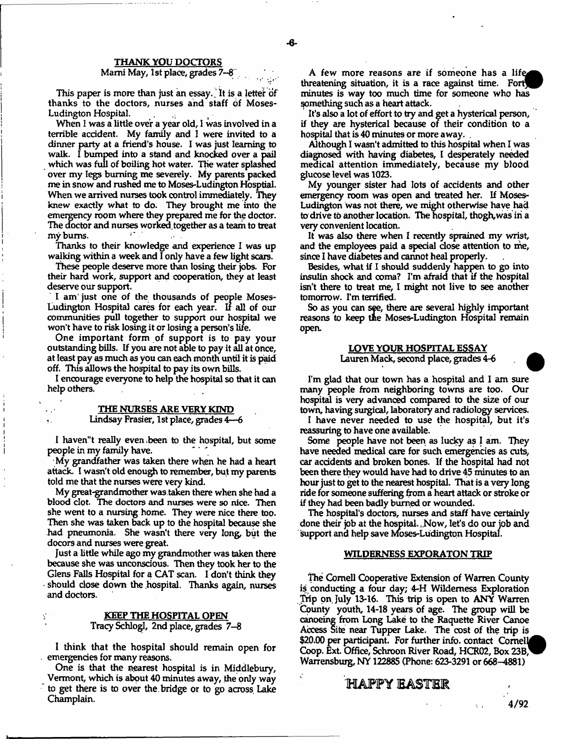## THANK YOU DOCTORS

Marni May, 1st place, grades 7–8

This paper is more than just an essay. It is a letter of thanks to the doctors, nurses and staff of Moses-Ludington Hospital.

When I was a little over a year old, I was involved in a terrible accident. My family and I were invited to a dinner party at a friend's house. I was just learning to walk. I bumped into a stand and knocked over a pail which was full of boiling hot water. The water splashed over my legs burning me severely. My parents packed me in snow and rushed me to Moses-Ludington Hosptial. When we arrived nurses took control immediately. They knew exactly what to do. They brought me into the emergency room where they prepared me for the doctor. The doctor and nurses worked together as a team to treat my burns.

Thanks to their knowledge and experience I was up walking within a week and I only have a few light scars.

These people deserve more than losing their jobs. For their hard work, support and cooperation, they at least deserve our support.

I am just one of the thousands of people Moses-Ludington Hospital cares for each year. If all of our communities pull together to support our hospital we won't have to risk losing it or losing a person's life.

One important form of support is to pay your outstanding bills. If you are not able to pay it all at once, at least pay as much as you can each month until it is paid off. This allows the hospital to pay its own bills.

I encourage everyone to help the hospital so that it can help others.

## THE NURSES ARE VERY KIND

Lindsay Frasier, 1st place, grades 4—6

I haven"t really even been to the hospital, but some people in my family have.

My grandfather was taken there when he had a heart attack. I wasn't old enough to remember, but my parents told me that the nurses were very kind.

My great-grandmother was taken there when she had a blood clot. The doctors and nurses were so nice. Then she went to a nursing home. They were nice there too. Then she was taken back up to the hospital because she had pneumonia. She wasn't there very long, but the docors and nurses were great.

Just a little while ago my grandmother was taken there because she was unconscious. Then they took her to the Glens Falls Hospital for a CAT scan. I don't think they should close down the hospital. Thanks again, nurses and doctors.

## KEEP THE HOSPITAL OPEN

Tracy Schlogl, 2nd place, grades 7–8

I think that the hospital should remain open for emergencies for many reasons.

One is that the nearest hospital is in Middlebury, Vermont, which is about 40 minutes away, the only way to get there is to over the bridge or to go across Lake Champlain.

A few more reasons are if someone has a life threatening situation, it is a race against time. Forty minutes is way too much time for someone who has something such as a heart attack.

It's also a lot of effort to try and get a hysterical person, if they are hysterical because of their condition to a hospital that is 40 minutes or more away.

Although I wasn't admitted to this hospital when I was diagnosed with having diabetes, I desperately needed medical attention immediately, because my blood glucose level was 1023.

My younger sister had lots of accidents and other emergency room was open and treated her. If Moses-Ludington was not there, we might otherwise have had to drive to another location. The hospital, thogh, was in a very convenient location.

It was also there when I recently sprained my wrist, and the employees paid a special close attention to me, since I have diabetes and cannot heal properly.

Besides, what if I should suddenly happen to go into insulin shock and coma? I'm afraid that if the hospital isn't there to treat me, I might not live to see another tomorrow. I'm terrified.

So as you can see, there are several highly important reasons to keep the Moses-Ludington Hospital remain open.

## LOVE YOUR HOSPITAL ESSAY

Lauren Mack, second place, grades 4-6

I'm glad that our town has a hospital and I am sure many people from neighboring towns are too. Our hospital is very advanced compared to the size of our town, having surgical, laboratory and radiology services.

I have never needed to use the hospital, but it's reassuring to have one available.

Some people have not been as lucky as I am. They have needed medical care for such emergencies as cuts, car accidents and broken bones. If the hospital had not been there they would have had to drive 45 minutes to an hour just to get to the nearest hospital. That is a very long ride for someone suffering from a heart attack or stroke or if they had been badly burned or wounded.

The hospital's doctors, nurses and staff have certainly done their job at the hospital. Now, let's do our job and support and help save Moses-Ludington Hospital.

## WILDERNESS EXPORATON TRIP

The Cornell Cooperative Extension of Warren County is conducting a four day; 4-H Wilderness Exploration Trip on July 13-16. This trip is open to ANY Warren County youth, 14-18 years of age. The group will be canoeing from Long Lake to the Raquette River Canoe Access Site near Tupper Lake. The cost of the trip is $20.00 per participant. For further info. contact Cornell Coop. Ext. Office, Schroon River Road, HCR02, Box 23B, Warrensburg, NY 122885 (Phone: 623-3291 or 668–4881)

# HAPPY EASTER

4/92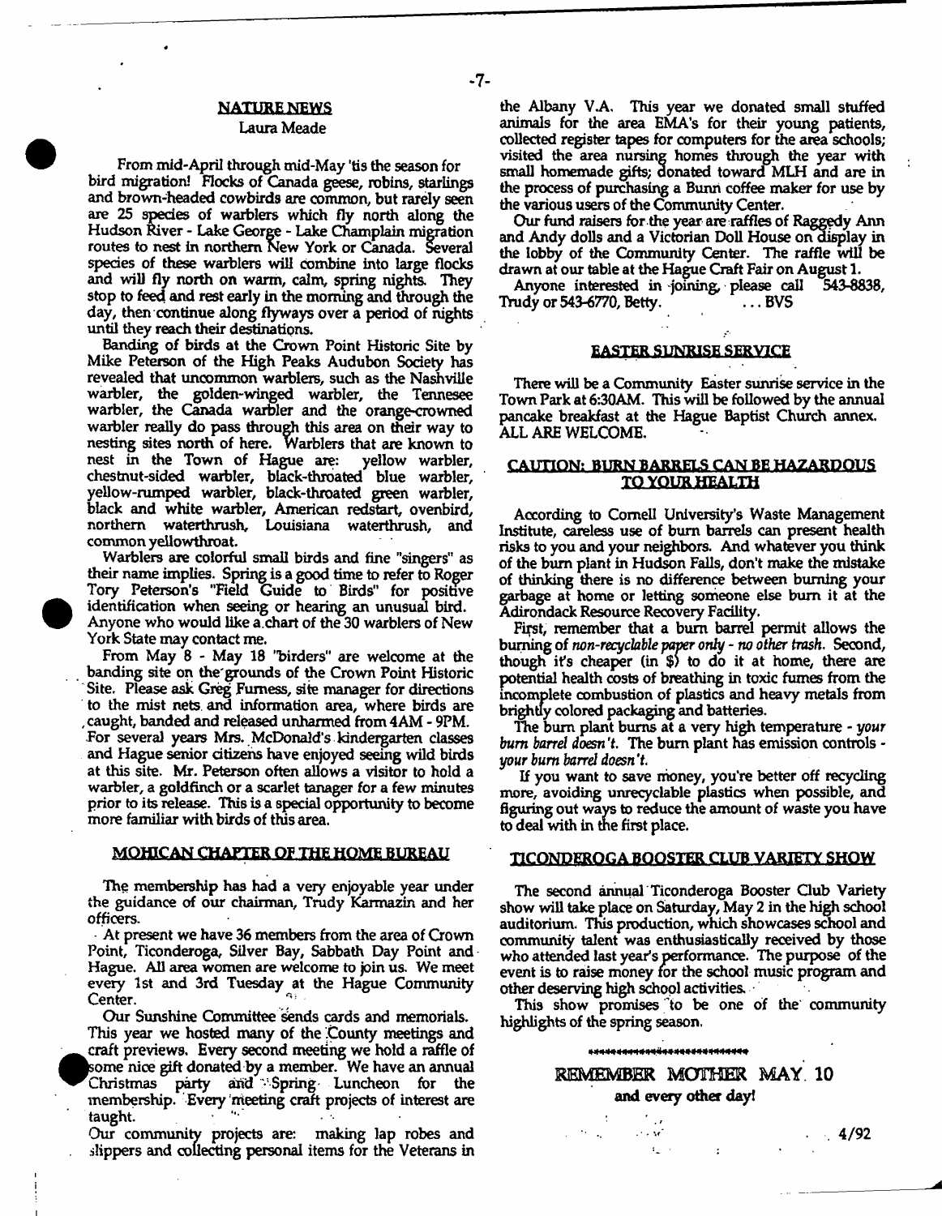## NATURE NEWS

Laura Meade

From mid-April through mid-May 'tis the season for bird migration! Flocks of Canada geese, robins, starlings and brown-headed cowbirds are common, but rarely seen are 25 species of warblers which fly north along the Hudson River - Lake George - Lake Champlain migration routes to nest in northern New York or Canada. Several species of these warblers will combine into large flocks and will fly north on warm, calm, spring nights. They stop to feed and rest early in the morning and through the day, then continue along flyways over a period of nights until they reach their destinations.

Banding of birds at the Crown Point Historic Site by Mike Peterson of the High Peaks Audubon Society has revealed that uncommon warblers, such as the Nashville warbler, the golden-winged warbler, the Tennesee warbler, the Canada warbler and the orange-crowned warbler really do pass through this area on their way to nesting sites north of here. Warblers that are known to nest in the Town of Hague are: yellow warbler, chestnut-sided warbler, black-throated blue warbler, yellow-rumped warbler, black-throated green warbler, black and white warbler, American redstart, ovenbird, northern waterthrush, Louisiana waterthrush, and common yellowthroat.

Warblers are colorful small birds and fine "singers" as their name implies. Spring is a good time to refer to Roger Tory Peterson's "Field Guide to Birds" for positive identification when seeing or hearing an unusual bird. Anyone who would like a chart of the 30 warblers of New York State may contact me.

From May 8 - May 18 "birders" are welcome at the banding site on the grounds of the Crown Point Historic Site. Please ask Greg Furness, site manager for directions to the mist nets and information area, where birds are caught, banded and released unharmed from 4AM - 9PM. For several years Mrs. McDonald's kindergarten classes and Hague senior citizens have enjoyed seeing wild birds at this site. Mr. Peterson often allows a visitor to hold a warbler, a goldfinch or a scarlet tanager for a few minutes prior to its release. This is a special opportunity to become more familiar with birds of this area.

## MOHICAN CHAPTER OF THE HOME BUREAU

The membership has had a very enjoyable year under the guidance of our chairman, Trudy Karmazin and her officers.

At present we have 36 members from the area of Crown Point, Ticonderoga, Silver Bay, Sabbath Day Point and Hague. All area women are welcome to join us. We meet every 1st and 3rd Tuesday at the Hague Community Center.

Our Sunshine Committee sends cards and memorials. This year we hosted many of the County meetings and craft previews. Every second meeting we hold a raffle of some nice gift donated by a member. We have an annual Christmas party and Spring Luncheon for the membership. Every meeting craft projects of interest are taught.

Our community projects are: making lap robes and slippers and collecting personal items for the Veterans in the Albany V.A. This year we donated small stuffed animals for the area EMA's for their young patients, collected register tapes for computers for the area schools; visited the area nursing homes through the year with small homemade gifts; donated toward MLH and are in the process of purchasing a Bunn coffee maker for use by the various users of the Community Center.

Our fund raisers for the year are raffles of Raggedy Ann and Andy dolls and a Victorian Doll House on display in the lobby of the Community Center. The raffle will be drawn at our table at the Hague Craft Fair on August 1.

Anyone interested in joining, please call 543-8838, Trudy or 543-6770, Betty. ...BVS

## EASTER SUNRISE SERVICE

There will be a Community Easter sunrise service in the Town Park at 6:30AM. This will be followed by the annual pancake breakfast at the Hague Baptist Church annex. ALL ARE WELCOME.

## CAUTION: BURN BARRELS CAN BE HAZARDOUS TO YOUR HEALTH

According to Cornell University's Waste Management Institute, careless use of burn barrels can present health risks to you and your neighbors. And whatever you think of the burn plant in Hudson Falls, don't make the mistake of thinking there is no difference between burning your garbage at home or letting someone else burn it at the Adirondack Resource Recovery Facility.

First, remember that a burn barrel permit allows the burning of *non-recyclable paper only - no other trash*. Second, though it's cheaper (in $) to do it at home, there are potential health costs of breathing in toxic fumes from the incomplete combustion of plastics and heavy metals from brightly colored packaging and batteries.

The burn plant burns at a very high temperature - *your burn barrel doesn't*. The burn plant has emission controls - *your burn barrel doesn't*.

If you want to save money, you're better off recycling more, avoiding unrecyclable plastics when possible, and figuring out ways to reduce the amount of waste you have to deal with in the first place.

## TICONDEROGA BOOSTER CLUB VARIETY SHOW

The second annual Ticonderoga Booster Club Variety show will take place on Saturday, May 2 in the high school auditorium. This production, which showcases school and community talent was enthusiastically received by those who attended last year's performance. The purpose of the event is to raise money for the school music program and other deserving high school activities.

This show promises to be one of the community highlights of the spring season.

**REMEMBER MOTHER MAY 10**

**and every other day!**

4/92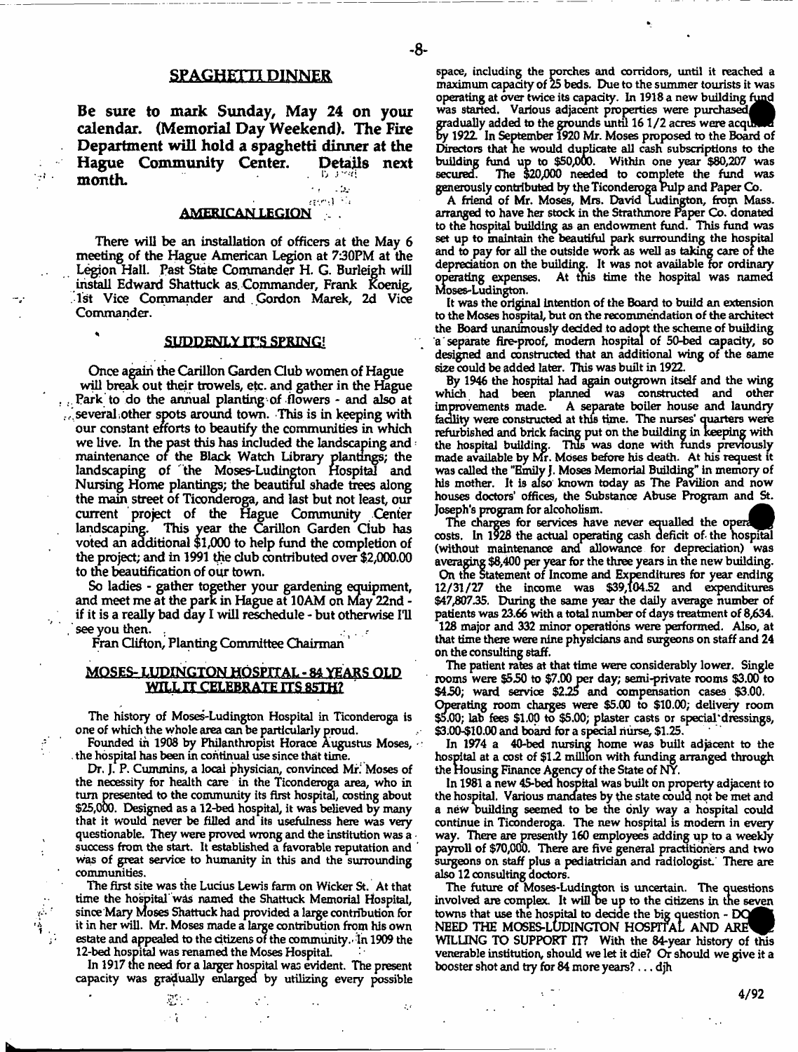## SPAGHETTI DINNER

**Be sure to mark Sunday, May 24 on your calendar. (Memorial Day Weekend). The Fire Department will hold a spaghetti dinner at the Hague Community Center. Details next month.**

## AMERICAN LEGION

There will be an installation of officers at the May 6 meeting of the Hague American Legion at 7:30PM at the Legion Hall. Past State Commander H. G. Burleigh will install Edward Shattuck as Commander, Frank Koenig, 1st Vice Commander and Gordon Marek, 2d Vice Commander.

## SUDDENLY IT'S SPRING!

Once again the Carillon Garden Club women of Hague will break out their trowels, etc. and gather in the Hague Park to do the annual planting of flowers - and also at several other spots around town. This is in keeping with our constant efforts to beautify the communities in which we live. In the past this has included the landscaping and maintenance of the Black Watch Library plantings; the landscaping of the Moses-Ludington Hospital and Nursing Home plantings; the beautiful shade trees along the main street of Ticonderoga, and last but not least, our current project of the Hague Community Center landscaping. This year the Carillon Garden Club has voted an additional $1,000 to help fund the completion of the project; and in 1991 the club contributed over $2,000.00 to the beautification of our town.

So ladies - gather together your gardening equipment, and meet me at the park in Hague at 10AM on May 22nd - if it is a really bad day I will reschedule - but otherwise I'll see you then.

Fran Clifton, Planting Committee Chairman

## MOSES- LUDINGTON HOSPITAL - 84 YEARS OLD WILL IT CELEBRATE ITS 85TH?

The history of Moses-Ludington Hospital in Ticonderoga is one of which the whole area can be particularly proud.

Founded in 1908 by Philanthropist Horace Augustus Moses, the hospital has been in continual use since that time.

Dr. J. P. Cummins, a local physician, convinced Mr. Moses of the necessity for health care in the Ticonderoga area, who in turn presented to the community its first hospital, costing about $25,000. Designed as a 12-bed hospital, it was believed by many that it would never be filled and its usefulness here was very questionable. They were proved wrong and the institution was a success from the start. It established a favorable reputation and was of great service to humanity in this and the surrounding communities.

The first site was the Lucius Lewis farm on Wicker St. At that time the hospital was named the Shattuck Memorial Hospital, since Mary Moses Shattuck had provided a large contribution for it in her will. Mr. Moses made a large contribution from his own estate and appealed to the citizens of the community. In 1909 the 12-bed hospital was renamed the Moses Hospital.

In 1917 the need for a larger hospital was evident. The present capacity was gradually enlarged by utilizing every possible space, including the porches and corridors, until it reached a maximum capacity of 25 beds. Due to the summer tourists it was operating at over twice its capacity. In 1918 a new building fund was started. Various adjacent properties were purchased gradually added to the grounds until 16 1/2 acres were acquired by 1922. In September 1920 Mr. Moses proposed to the Board of Directors that he would duplicate all cash subscriptions to the building fund up to $50,000. Within one year $80,207 was secured. The $20,000 needed to complete the fund was generously contributed by the Ticonderoga Pulp and Paper Co.

A friend of Mr. Moses, Mrs. David Ludington, from Mass. arranged to have her stock in the Strathmore Paper Co. donated to the hospital building as an endowment fund. This fund was set up to maintain the beautiful park surrounding the hospital and to pay for all the outside work as well as taking care of the depreciation on the building. It was not available for ordinary operating expenses. At this time the hospital was named Moses-Ludington.

It was the original intention of the Board to build an extension to the Moses hospital, but on the recommendation of the architect the Board unanimously decided to adopt the scheme of building a separate fire-proof, modern hospital of 50-bed capacity, so designed and constructed that an additional wing of the same size could be added later. This was built in 1922.

By 1946 the hospital had again outgrown itself and the wing which had been planned was constructed and other improvements made. A separate boiler house and laundry facility were constructed at this time. The nurses' quarters were refurbished and brick facing put on the building in keeping with the hospital building. This was done with funds previously made available by Mr. Moses before his death. At his request it was called the "Emily J. Moses Memorial Building" in memory of his mother. It is also known today as The Pavilion and now houses doctors' offices, the Substance Abuse Program and St. Joseph's program for alcoholism.

The charges for services have never equalled the operating costs. In 1928 the actual operating cash deficit of the hospital (without maintenance and allowance for depreciation) was averaging $8,400 per year for the three years in the new building. On the Statement of Income and Expenditures for year ending 12/31/27 the income was $39,104.52 and expenditures $47,807.35. During the same year the daily average number of patients was 23.66 with a total number of days treatment of 8,634. 128 major and 332 minor operations were performed. Also, at that time there were nine physicians and surgeons on staff and 24 on the consulting staff.

The patient rates at that time were considerably lower. Single rooms were $5.50 to $7.00 per day; semi-private rooms $3.00 to $4.50; ward service $2.25 and compensation cases $3.00. Operating room charges were $5.00 to $10.00; delivery room $5.00; lab fees $1.00 to $5.00; plaster casts or special dressings, $3.00-$10.00 and board for a special nurse, $1.25.

In 1974 a 40-bed nursing home was built adjacent to the hospital at a cost of $1.2 million with funding arranged through the Housing Finance Agency of the State of NY.

In 1981 a new 45-bed hospital was built on property adjacent to the hospital. Various mandates by the state could not be met and a new building seemed to be the only way a hospital could continue in Ticonderoga. The new hospital is modern in every way. There are presently 160 employees adding up to a weekly payroll of $70,000. There are five general practitioners and two surgeons on staff plus a pediatrician and radiologist. There are also 12 consulting doctors.

The future of Moses-Ludington is uncertain. The questions involved are complex. It will be up to the citizens in the seven towns that use the hospital to decide the big question - DO WE NEED THE MOSES-LUDINGTON HOSPITAL AND ARE WE WILLING TO SUPPORT IT? With the 84-year history of this venerable institution, should we let it die? Or should we give it a booster shot and try for 84 more years? ... djh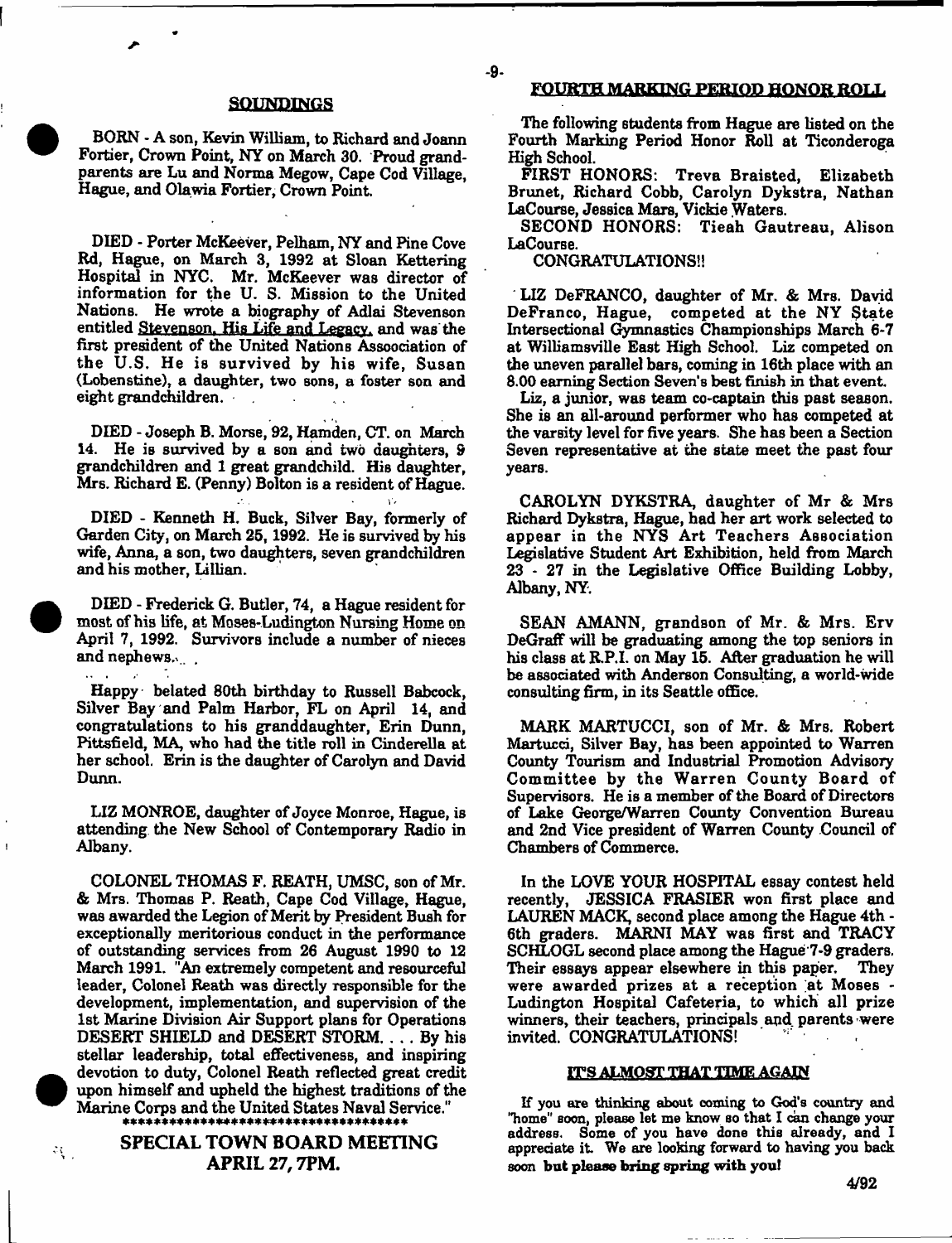## SOUNDINGS

BORN - A son, Kevin William, to Richard and Joann Fortier, Crown Point, NY on March 30. Proud grandparents are Lu and Norma Megow, Cape Cod Village, Hague, and Olawia Fortier, Crown Point.

DIED - Porter McKeever, Pelham, NY and Pine Cove Rd, Hague, on March 3, 1992 at Sloan Kettering Hospital in NYC. Mr. McKeever was director of information for the U. S. Mission to the United Nations. He wrote a biography of Adlai Stevenson entitled Stevenson, His Life and Legacy, and was the first president of the United Nations Assoociation of the U.S. He is survived by his wife, Susan (Lobenstine), a daughter, two sons, a foster son and eight grandchildren.

DIED - Joseph B. Morse, 92, Hamden, CT. on March 14. He is survived by a son and two daughters, 9 grandchildren and 1 great grandchild. His daughter, Mrs. Richard E. (Penny) Bolton is a resident of Hague.

DIED - Kenneth H. Buck, Silver Bay, formerly of Garden City, on March 25, 1992. He is survived by his wife, Anna, a son, two daughters, seven grandchildren and his mother, Lillian.

DIED - Frederick G. Butler, 74, a Hague resident for most of his life, at Moses-Ludington Nursing Home on April 7, 1992. Survivors include a number of nieces and nephews.

Happy belated 80th birthday to Russell Babcock, Silver Bay and Palm Harbor, FL on April 14, and congratulations to his granddaughter, Erin Dunn, Pittsfield, MA, who had the title roll in Cinderella at her school. Erin is the daughter of Carolyn and David Dunn.

LIZ MONROE, daughter of Joyce Monroe, Hague, is attending the New School of Contemporary Radio in Albany.

COLONEL THOMAS F. REATH, UMSC, son of Mr. & Mrs. Thomas P. Reath, Cape Cod Village, Hague, was awarded the Legion of Merit by President Bush for exceptionally meritorious conduct in the performance of outstanding services from 26 August 1990 to 12 March 1991. "An extremely competent and resourceful leader, Colonel Reath was directly responsible for the development, implementation, and supervision of the 1st Marine Division Air Support plans for Operations DESERT SHIELD and DESERT STORM. . . . By his stellar leadership, total effectiveness, and inspiring devotion to duty, Colonel Reath reflected great credit upon himself and upheld the highest traditions of the Marine Corps and the United States Naval Service."

\*\*\*\*\*\*\*\*\*\*\*\*\*\*\*\*\*\*\*\*\*\*\*\*\*\*\*\*\*\*\*\*\*\*\*\*\*\*

**SPECIAL TOWN BOARD MEETING**
**APRIL 27, 7PM.**

## FOURTH MARKING PERIOD HONOR ROLL

The following students from Hague are listed on the Fourth Marking Period Honor Roll at Ticonderoga High School.

FIRST HONORS: Treva Braisted, Elizabeth Brunet, Richard Cobb, Carolyn Dykstra, Nathan LaCourse, Jessica Mars, Vickie Waters.

SECOND HONORS: Tieah Gautreau, Alison LaCourse.

CONGRATULATIONS!!

LIZ DeFRANCO, daughter of Mr. & Mrs. David DeFranco, Hague, competed at the NY State Intersectional Gymnastics Championships March 6-7 at Williamsville East High School. Liz competed on the uneven parallel bars, coming in 16th place with an 8.00 earning Section Seven's best finish in that event.

Liz, a junior, was team co-captain this past season. She is an all-around performer who has competed at the varsity level for five years. She has been a Section Seven representative at the state meet the past four years.

CAROLYN DYKSTRA, daughter of Mr & Mrs Richard Dykstra, Hague, had her art work selected to appear in the NYS Art Teachers Association Legislative Student Art Exhibition, held from March 23 - 27 in the Legislative Office Building Lobby, Albany, NY.

SEAN AMANN, grandson of Mr. & Mrs. Erv DeGraff will be graduating among the top seniors in his class at R.P.I. on May 15. After graduation he will be associated with Anderson Consulting, a world-wide consulting firm, in its Seattle office.

MARK MARTUCCI, son of Mr. & Mrs. Robert Martucci, Silver Bay, has been appointed to Warren County Tourism and Industrial Promotion Advisory Committee by the Warren County Board of Supervisors. He is a member of the Board of Directors of Lake George/Warren County Convention Bureau and 2nd Vice president of Warren County Council of Chambers of Commerce.

In the LOVE YOUR HOSPITAL essay contest held recently, JESSICA FRASIER won first place and LAUREN MACK, second place among the Hague 4th - 6th graders. MARNI MAY was first and TRACY SCHLOGL second place among the Hague 7-9 graders. Their essays appear elsewhere in this paper. They were awarded prizes at a reception at Moses - Ludington Hospital Cafeteria, to which all prize winners, their teachers, principals and parents were invited. CONGRATULATIONS!

## IT'S ALMOST THAT TIME AGAIN

If you are thinking about coming to God's country and "home" soon, please let me know so that I can change your address. Some of you have done this already, and I appreciate it. We are looking forward to having you back soon **but please bring spring with you!**

4/92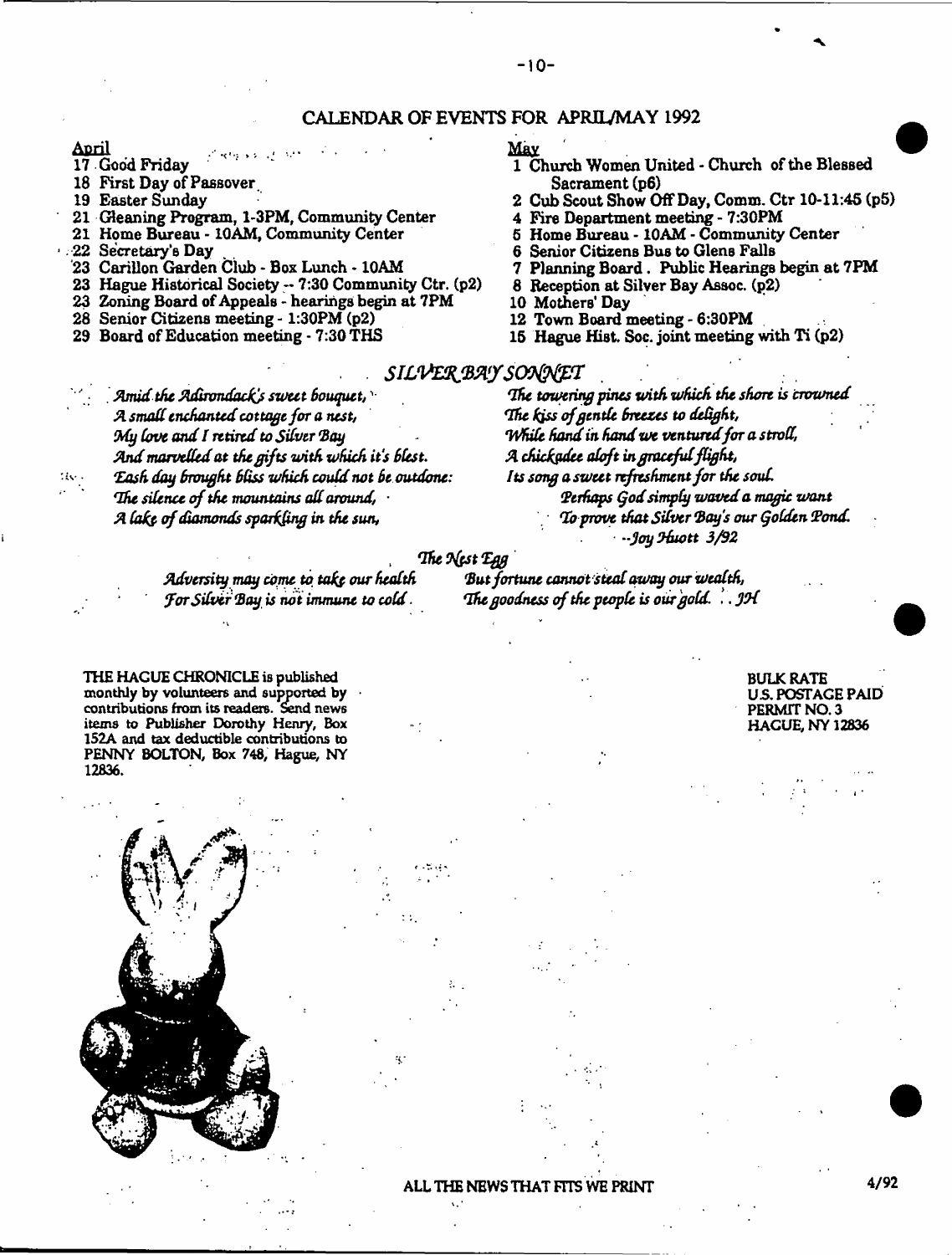## CALENDAR OF EVENTS FOR APRIL/MAY 1992

**April**

- 17 Good Friday
- 18 First Day of Passover
- 19 Easter Sunday
- 21 Gleaning Program, 1-3PM, Community Center
- 21 Home Bureau - 10AM, Community Center
- 22 Secretary's Day
- 23 Carillon Garden Club - Box Lunch - 10AM
- 23 Hague Historical Society -- 7:30 Community Ctr. (p2)
- 23 Zoning Board of Appeals - hearings begin at 7PM
- 28 Senior Citizens meeting - 1:30PM (p2)
- 29 Board of Education meeting - 7:30 THS

**May**

- 1 Church Women United - Church of the Blessed Sacrament (p6)
- 2 Cub Scout Show Off Day, Comm. Ctr 10-11:45 (p5)
- 4 Fire Department meeting - 7:30PM
- 5 Home Bureau - 10AM - Community Center
- 6 Senior Citizens Bus to Glens Falls
- 7 Planning Board. Public Hearings begin at 7PM
- 8 Reception at Silver Bay Assoc. (p2)
- 10 Mothers' Day
- 12 Town Board meeting - 6:30PM
- 15 Hague Hist. Soc. joint meeting with Ti (p2)

### *SILVER BAY SONNET*

*Amid the Adirondack's sweet bouquet,*
*A small enchanted cottage for a nest,*
*My love and I retired to Silver Bay*
*And marvelled at the gifts with which it's blest.*
*Each day brought bliss which could not be outdone:*
*The silence of the mountains all around,*
*A lake of diamonds sparkling in the sun,*
*The towering pines with which the shore is crowned*
*The kiss of gentle breezes to delight,*
*While hand in hand we ventured for a stroll,*
*A chickadee aloft in graceful flight,*
*Its song a sweet refreshment for the soul.*
*Perhaps God simply waved a magic want*
*To prove that Silver Bay's our Golden Pond.*
*--Joy Huott 3/92*

### *The Nest Egg*

*Adversity may come to take our health*
*For Silver Bay is not immune to cold.*
*But fortune cannot steal away our wealth,*
*The goodness of the people is our gold. .. JH*

THE HAGUE CHRONICLE is published monthly by volunteers and supported by contributions from its readers. Send news items to Publisher Dorothy Henry, Box 152A and tax deductible contributions to PENNY BOLTON, Box 748, Hague, NY 12836.

BULK RATE
U.S. POSTAGE PAID
PERMIT NO. 3
HAGUE, NY 12836

ALL THE NEWS THAT FITS WE PRINT